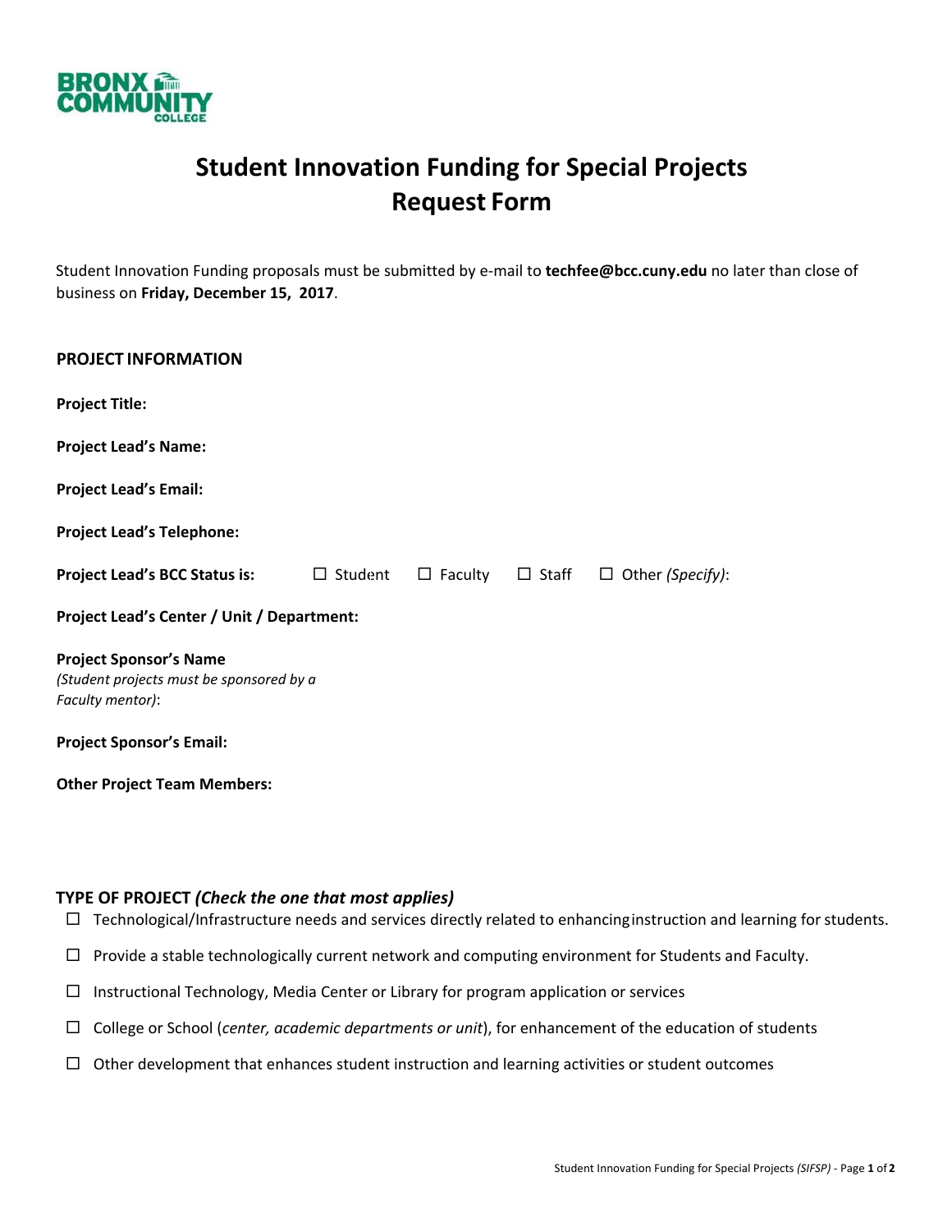BRONX COMMUNITY COLLEGE

# Student Innovation Funding for Special Projects Request Form

Student Innovation Funding proposals must be submitted by e-mail to **techfee@bcc.cuny.edu** no later than close of business on **Friday, December 15, 2017**.

## PROJECT INFORMATION

**Project Title:**

**Project Lead's Name:**

**Project Lead's Email:**

**Project Lead's Telephone:**

**Project Lead's BCC Status is:** ☐ Student ☐ Faculty ☐ Staff ☐ Other *(Specify)*:

**Project Lead's Center / Unit / Department:**

**Project Sponsor's Name**
*(Student projects must be sponsored by a Faculty mentor)*:

**Project Sponsor's Email:**

**Other Project Team Members:**

## TYPE OF PROJECT *(Check the one that most applies)*

☐ Technological/Infrastructure needs and services directly related to enhancing instruction and learning for students.

☐ Provide a stable technologically current network and computing environment for Students and Faculty.

☐ Instructional Technology, Media Center or Library for program application or services

☐ College or School (*center, academic departments or unit*), for enhancement of the education of students

☐ Other development that enhances student instruction and learning activities or student outcomes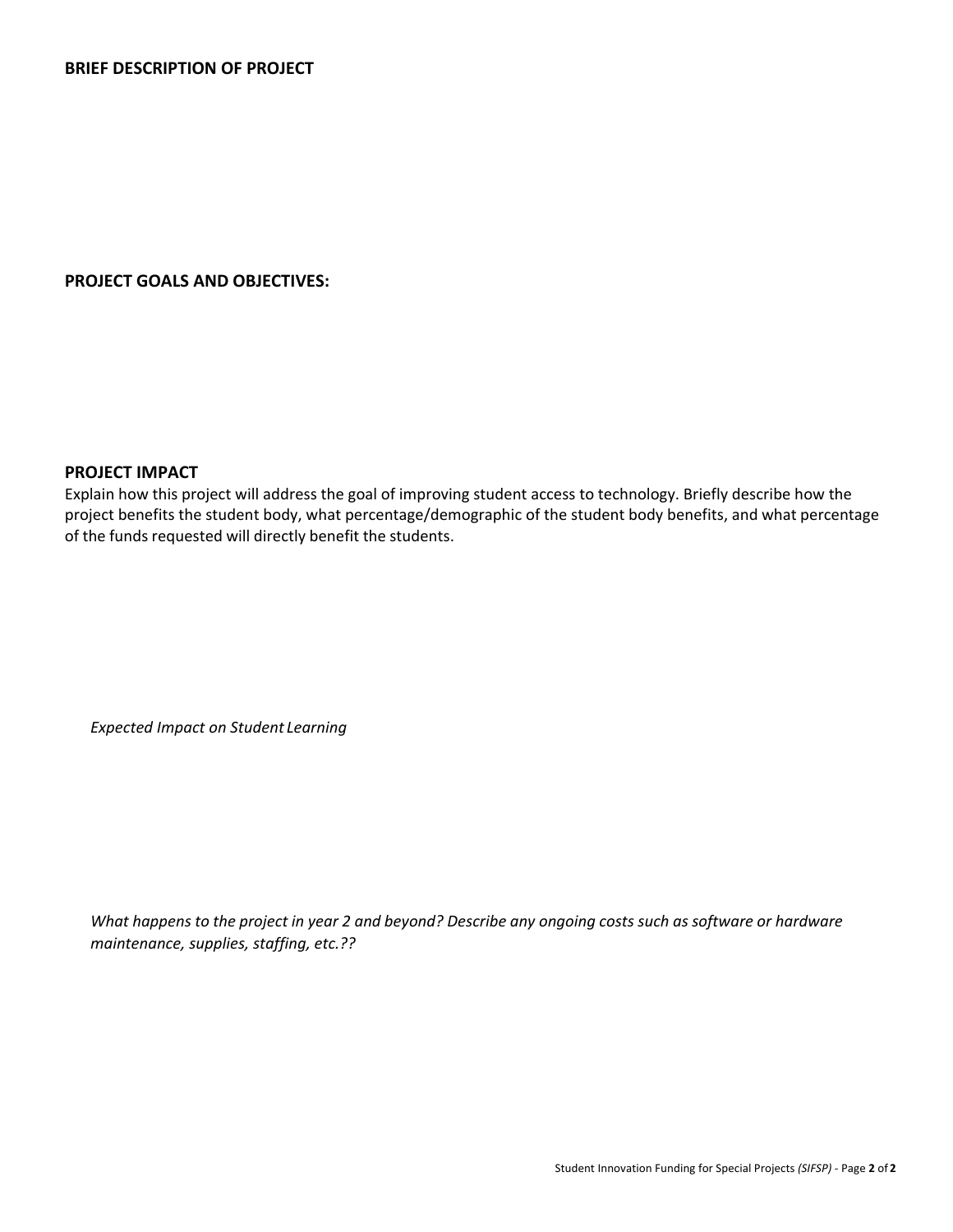## BRIEF DESCRIPTION OF PROJECT

## PROJECT GOALS AND OBJECTIVES:

## PROJECT IMPACT

Explain how this project will address the goal of improving student access to technology. Briefly describe how the project benefits the student body, what percentage/demographic of the student body benefits, and what percentage of the funds requested will directly benefit the students.

*Expected Impact on Student Learning*

*What happens to the project in year 2 and beyond? Describe any ongoing costs such as software or hardware maintenance, supplies, staffing, etc.??*